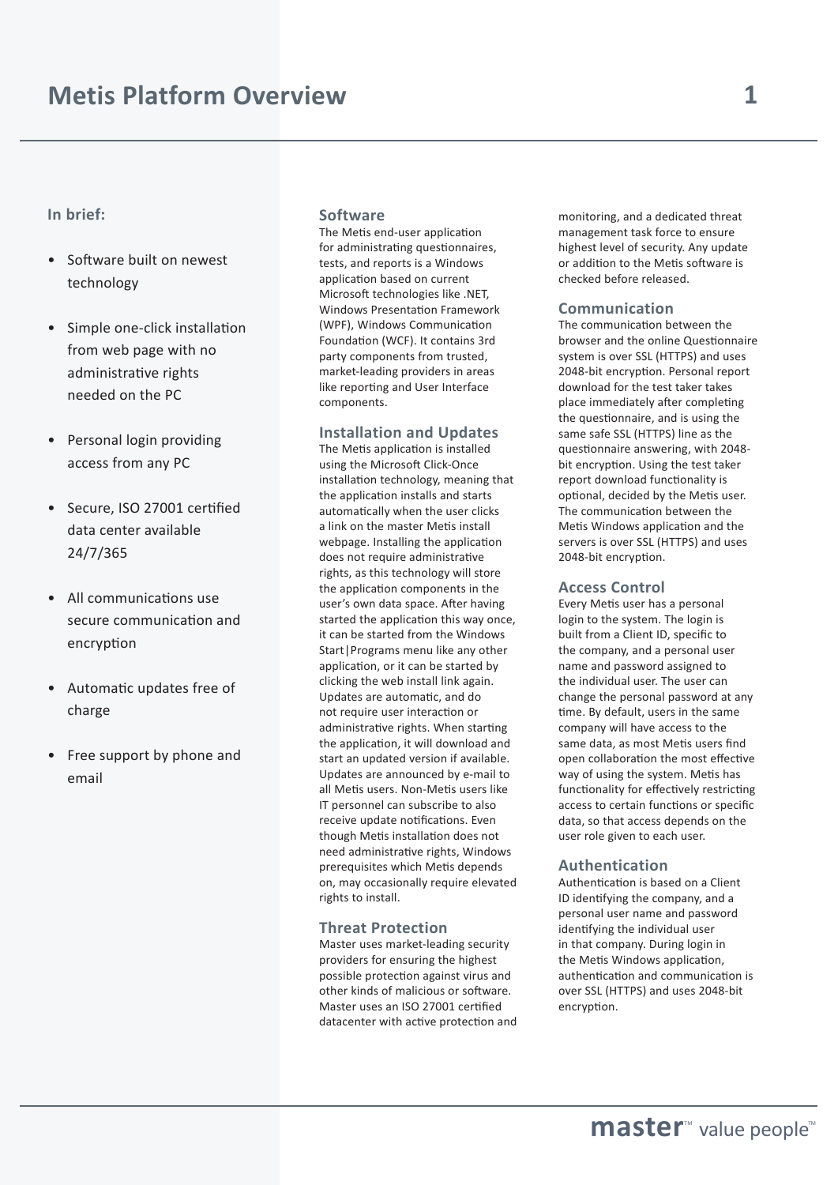# Metis Platform Overview

**In brief:**

- Software built on newest technology
- Simple one-click installation from web page with no administrative rights needed on the PC
- Personal login providing access from any PC
- Secure, ISO 27001 certified data center available 24/7/365
- All communications use secure communication and encryption
- Automatic updates free of charge
- Free support by phone and email

## Software

The Metis end-user application for administrating questionnaires, tests, and reports is a Windows application based on current Microsoft technologies like .NET, Windows Presentation Framework (WPF), Windows Communication Foundation (WCF). It contains 3rd party components from trusted, market-leading providers in areas like reporting and User Interface components.

## Installation and Updates

The Metis application is installed using the Microsoft Click-Once installation technology, meaning that the application installs and starts automatically when the user clicks a link on the master Metis install webpage. Installing the application does not require administrative rights, as this technology will store the application components in the user's own data space. After having started the application this way once, it can be started from the Windows Start|Programs menu like any other application, or it can be started by clicking the web install link again. Updates are automatic, and do not require user interaction or administrative rights. When starting the application, it will download and start an updated version if available. Updates are announced by e-mail to all Metis users. Non-Metis users like IT personnel can subscribe to also receive update notifications. Even though Metis installation does not need administrative rights, Windows prerequisites which Metis depends on, may occasionally require elevated rights to install.

## Threat Protection

Master uses market-leading security providers for ensuring the highest possible protection against virus and other kinds of malicious or software. Master uses an ISO 27001 certified datacenter with active protection and monitoring, and a dedicated threat management task force to ensure highest level of security. Any update or addition to the Metis software is checked before released.

## Communication

The communication between the browser and the online Questionnaire system is over SSL (HTTPS) and uses 2048-bit encryption. Personal report download for the test taker takes place immediately after completing the questionnaire, and is using the same safe SSL (HTTPS) line as the questionnaire answering, with 2048-bit encryption. Using the test taker report download functionality is optional, decided by the Metis user. The communication between the Metis Windows application and the servers is over SSL (HTTPS) and uses 2048-bit encryption.

## Access Control

Every Metis user has a personal login to the system. The login is built from a Client ID, specific to the company, and a personal user name and password assigned to the individual user. The user can change the personal password at any time. By default, users in the same company will have access to the same data, as most Metis users find open collaboration the most effective way of using the system. Metis has functionality for effectively restricting access to certain functions or specific data, so that access depends on the user role given to each user.

## Authentication

Authentication is based on a Client ID identifying the company, and a personal user name and password identifying the individual user in that company. During login in the Metis Windows application, authentication and communication is over SSL (HTTPS) and uses 2048-bit encryption.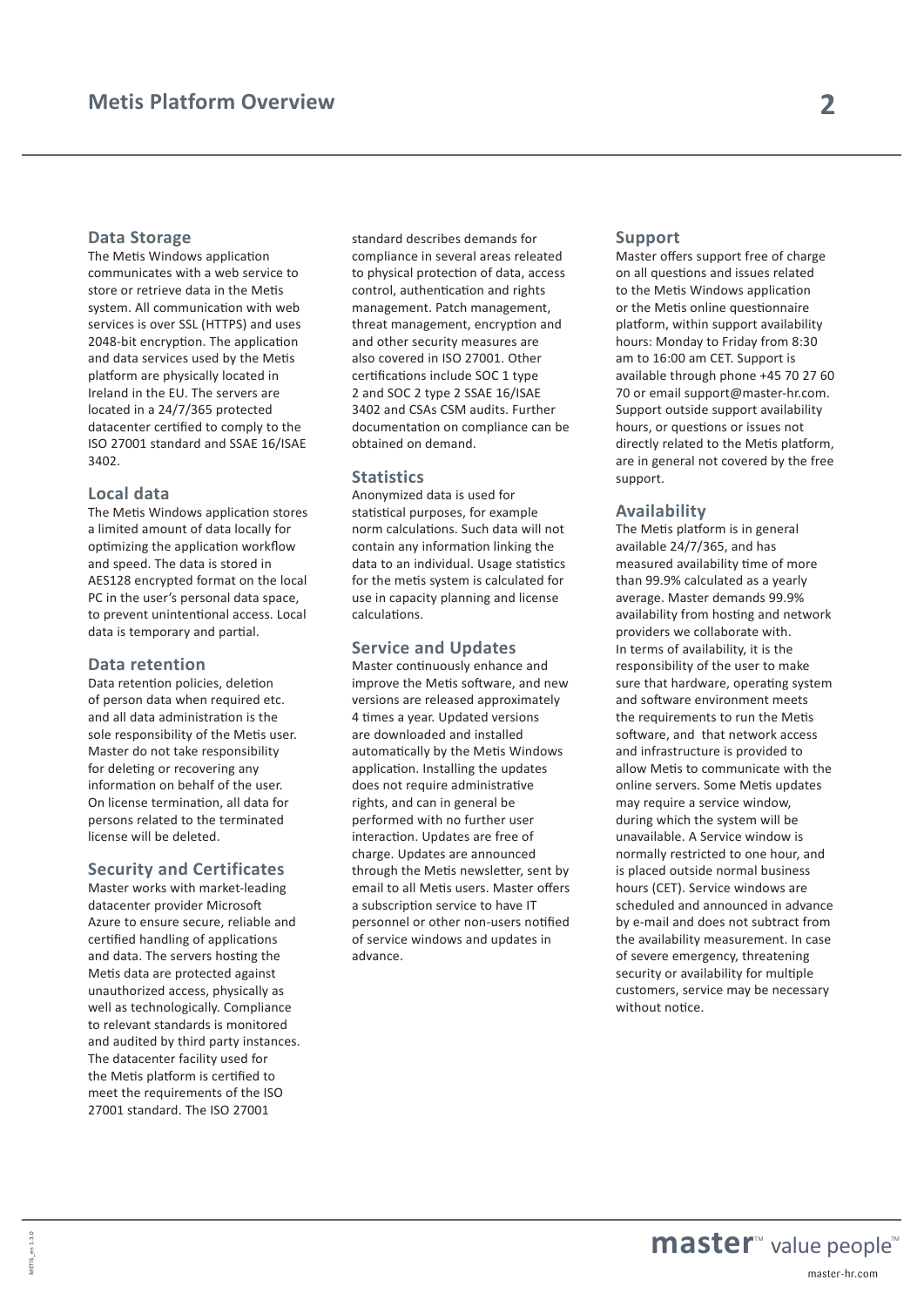# Metis Platform Overview

## Data Storage

The Metis Windows application communicates with a web service to store or retrieve data in the Metis system. All communication with web services is over SSL (HTTPS) and uses 2048-bit encryption. The application and data services used by the Metis platform are physically located in Ireland in the EU. The servers are located in a 24/7/365 protected datacenter certified to comply to the ISO 27001 standard and SSAE 16/ISAE 3402.

## Local data

The Metis Windows application stores a limited amount of data locally for optimizing the application workflow and speed. The data is stored in AES128 encrypted format on the local PC in the user's personal data space, to prevent unintentional access. Local data is temporary and partial.

## Data retention

Data retention policies, deletion of person data when required etc. and all data administration is the sole responsibility of the Metis user. Master do not take responsibility for deleting or recovering any information on behalf of the user. On license termination, all data for persons related to the terminated license will be deleted.

## Security and Certificates

Master works with market-leading datacenter provider Microsoft Azure to ensure secure, reliable and certified handling of applications and data. The servers hosting the Metis data are protected against unauthorized access, physically as well as technologically. Compliance to relevant standards is monitored and audited by third party instances. The datacenter facility used for the Metis platform is certified to meet the requirements of the ISO 27001 standard. The ISO 27001 standard describes demands for compliance in several areas releated to physical protection of data, access control, authentication and rights management. Patch management, threat management, encryption and and other security measures are also covered in ISO 27001. Other certifications include SOC 1 type 2 and SOC 2 type 2 SSAE 16/ISAE 3402 and CSAs CSM audits. Further documentation on compliance can be obtained on demand.

## Statistics

Anonymized data is used for statistical purposes, for example norm calculations. Such data will not contain any information linking the data to an individual. Usage statistics for the metis system is calculated for use in capacity planning and license calculations.

## Service and Updates

Master continuously enhance and improve the Metis software, and new versions are released approximately 4 times a year. Updated versions are downloaded and installed automatically by the Metis Windows application. Installing the updates does not require administrative rights, and can in general be performed with no further user interaction. Updates are free of charge. Updates are announced through the Metis newsletter, sent by email to all Metis users. Master offers a subscription service to have IT personnel or other non-users notified of service windows and updates in advance.

## Support

Master offers support free of charge on all questions and issues related to the Metis Windows application or the Metis online questionnaire platform, within support availability hours: Monday to Friday from 8:30 am to 16:00 am CET. Support is available through phone +45 70 27 60 70 or email support@master-hr.com. Support outside support availability hours, or questions or issues not directly related to the Metis platform, are in general not covered by the free support.

## Availability

The Metis platform is in general available 24/7/365, and has measured availability time of more than 99.9% calculated as a yearly average. Master demands 99.9% availability from hosting and network providers we collaborate with.

In terms of availability, it is the responsibility of the user to make sure that hardware, operating system and software environment meets the requirements to run the Metis software, and that network access and infrastructure is provided to allow Metis to communicate with the online servers. Some Metis updates may require a service window, during which the system will be unavailable. A Service window is normally restricted to one hour, and is placed outside normal business hours (CET). Service windows are scheduled and announced in advance by e-mail and does not subtract from the availability measurement. In case of severe emergency, threatening security or availability for multiple customers, service may be necessary without notice.